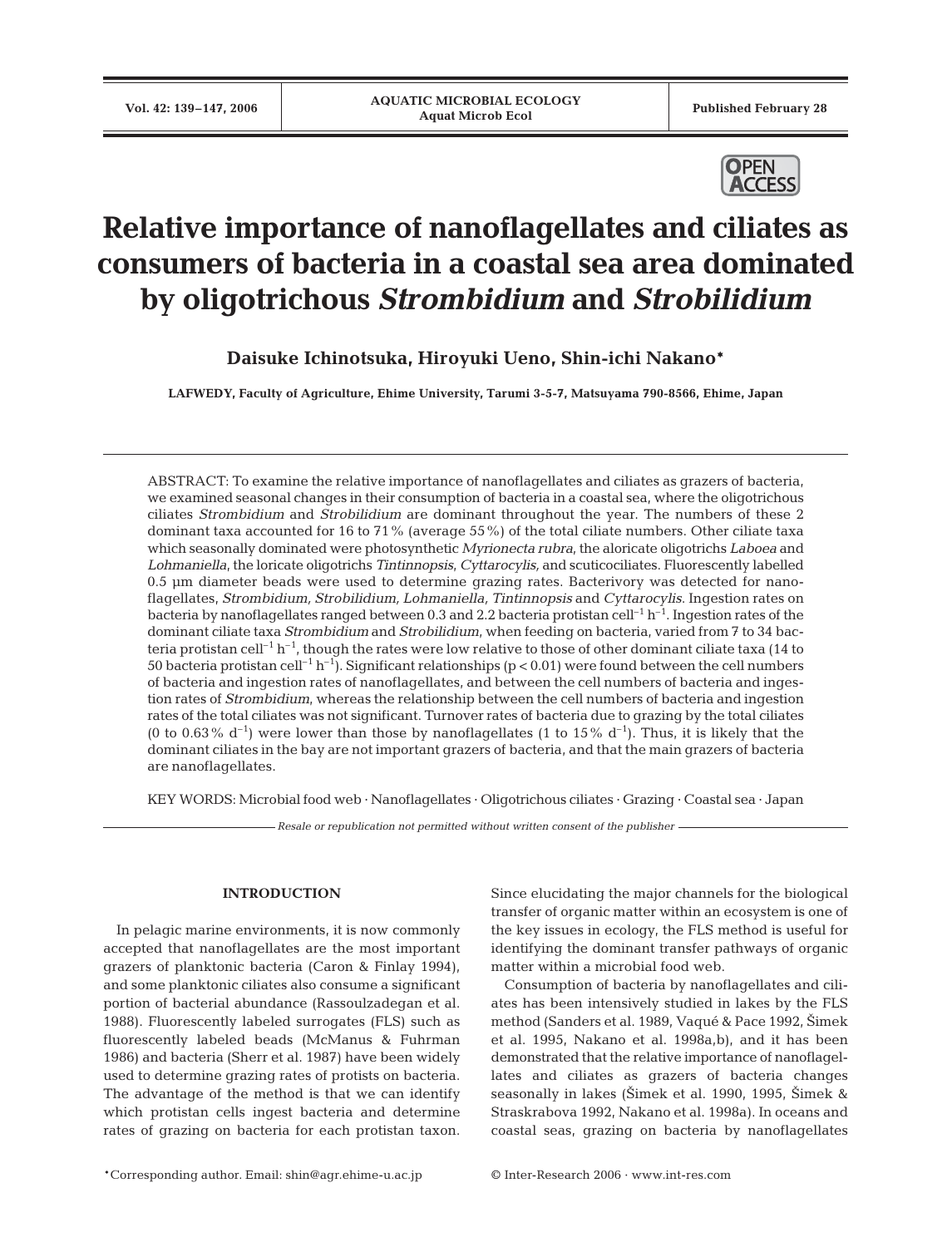# Relative importance of nanoflagellates and ciliates as consumers of bacteria in a coastal sea area dominated by oligotrichous *Strombidium* and *Strobilidium*

**Daisuke Ichinotsuka, Hiroyuki Ueno, Shin-ichi Nakano***

**LAFWEDY, Faculty of Agriculture, Ehime University, Tarumi 3-5-7, Matsuyama 790-8566, Ehime, Japan**

ABSTRACT: To examine the relative importance of nanoflagellates and ciliates as grazers of bacteria, we examined seasonal changes in their consumption of bacteria in a coastal sea, where the oligotrichous ciliates *Strombidium* and *Strobilidium* are dominant throughout the year. The numbers of these 2 dominant taxa accounted for 16 to 71% (average 55%) of the total ciliate numbers. Other ciliate taxa which seasonally dominated were photosynthetic *Myrionecta rubra*, the aloricate oligotrichs *Laboea* and *Lohmaniella*, the loricate oligotrichs *Tintinnopsis*, *Cyttarocylis*, and scuticociliates. Fluorescently labelled 0.5 µm diameter beads were used to determine grazing rates. Bacterivory was detected for nanoflagellates, *Strombidium*, *Strobilidium*, *Lohmaniella*, *Tintinnopsis* and *Cyttarocylis*. Ingestion rates on bacteria by nanoflagellates ranged between 0.3 and 2.2 bacteria protistan cell$^{-1}$ h$^{-1}$. Ingestion rates of the dominant ciliate taxa *Strombidium* and *Strobilidium*, when feeding on bacteria, varied from 7 to 34 bacteria protistan cell$^{-1}$ h$^{-1}$, though the rates were low relative to those of other dominant ciliate taxa (14 to 50 bacteria protistan cell$^{-1}$ h$^{-1}$). Significant relationships ($p < 0.01$) were found between the cell numbers of bacteria and ingestion rates of nanoflagellates, and between the cell numbers of bacteria and ingestion rates of *Strombidium*, whereas the relationship between the cell numbers of bacteria and ingestion rates of the total ciliates was not significant. Turnover rates of bacteria due to grazing by the total ciliates (0 to 0.63% d$^{-1}$) were lower than those by nanoflagellates (1 to 15% d$^{-1}$). Thus, it is likely that the dominant ciliates in the bay are not important grazers of bacteria, and that the main grazers of bacteria are nanoflagellates.

KEY WORDS: Microbial food web · Nanoflagellates · Oligotrichous ciliates · Grazing · Coastal sea · Japan

*Resale or republication not permitted without written consent of the publisher*

## INTRODUCTION

In pelagic marine environments, it is now commonly accepted that nanoflagellates are the most important grazers of planktonic bacteria (Caron & Finlay 1994), and some planktonic ciliates also consume a significant portion of bacterial abundance (Rassoulzadegan et al. 1988). Fluorescently labeled surrogates (FLS) such as fluorescently labeled beads (McManus & Fuhrman 1986) and bacteria (Sherr et al. 1987) have been widely used to determine grazing rates of protists on bacteria. The advantage of the method is that we can identify which protistan cells ingest bacteria and determine rates of grazing on bacteria for each protistan taxon. Since elucidating the major channels for the biological transfer of organic matter within an ecosystem is one of the key issues in ecology, the FLS method is useful for identifying the dominant transfer pathways of organic matter within a microbial food web.

Consumption of bacteria by nanoflagellates and ciliates has been intensively studied in lakes by the FLS method (Sanders et al. 1989, Vaqué & Pace 1992, Šimek et al. 1995, Nakano et al. 1998a,b), and it has been demonstrated that the relative importance of nanoflagellates and ciliates as grazers of bacteria changes seasonally in lakes (Šimek et al. 1990, 1995, Šimek & Straskrabova 1992, Nakano et al. 1998a). In oceans and coastal seas, grazing on bacteria by nanoflagellates

*Corresponding author. Email: shin@agr.ehime-u.ac.jp

© Inter-Research 2006 · www.int-res.com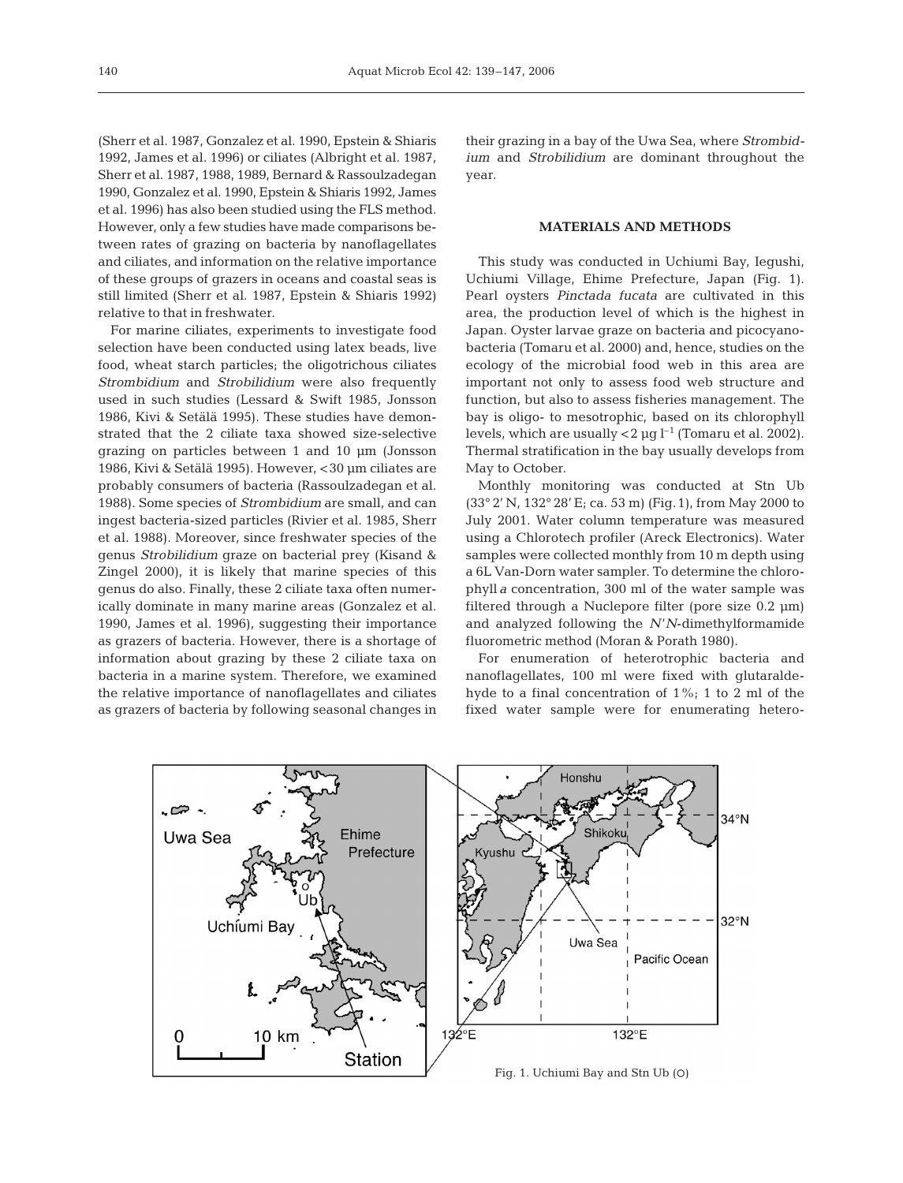(Sherr et al. 1987, Gonzalez et al. 1990, Epstein & Shiaris 1992, James et al. 1996) or ciliates (Albright et al. 1987, Sherr et al. 1987, 1988, 1989, Bernard & Rassoulzadegan 1990, Gonzalez et al. 1990, Epstein & Shiaris 1992, James et al. 1996) has also been studied using the FLS method. However, only a few studies have made comparisons between rates of grazing on bacteria by nanoflagellates and ciliates, and information on the relative importance of these groups of grazers in oceans and coastal seas is still limited (Sherr et al. 1987, Epstein & Shiaris 1992) relative to that in freshwater.

For marine ciliates, experiments to investigate food selection have been conducted using latex beads, live food, wheat starch particles; the oligotrichous ciliates *Strombidium* and *Strobilidium* were also frequently used in such studies (Lessard & Swift 1985, Jonsson 1986, Kivi & Setälä 1995). These studies have demonstrated that the 2 ciliate taxa showed size-selective grazing on particles between 1 and 10 µm (Jonsson 1986, Kivi & Setälä 1995). However, <30 µm ciliates are probably consumers of bacteria (Rassoulzadegan et al. 1988). Some species of *Strombidium* are small, and can ingest bacteria-sized particles (Rivier et al. 1985, Sherr et al. 1988). Moreover, since freshwater species of the genus *Strobilidium* graze on bacterial prey (Kisand & Zingel 2000), it is likely that marine species of this genus do also. Finally, these 2 ciliate taxa often numerically dominate in many marine areas (Gonzalez et al. 1990, James et al. 1996), suggesting their importance as grazers of bacteria. However, there is a shortage of information about grazing by these 2 ciliate taxa on bacteria in a marine system. Therefore, we examined the relative importance of nanoflagellates and ciliates as grazers of bacteria by following seasonal changes in their grazing in a bay of the Uwa Sea, where *Strombidium* and *Strobilidium* are dominant throughout the year.

## MATERIALS AND METHODS

This study was conducted in Uchiumi Bay, Iegushi, Uchiumi Village, Ehime Prefecture, Japan (Fig. 1). Pearl oysters *Pinctada fucata* are cultivated in this area, the production level of which is the highest in Japan. Oyster larvae graze on bacteria and picocyanobacteria (Tomaru et al. 2000) and, hence, studies on the ecology of the microbial food web in this area are important not only to assess food web structure and function, but also to assess fisheries management. The bay is oligo- to mesotrophic, based on its chlorophyll levels, which are usually <2 µg $l^{-1}$ (Tomaru et al. 2002). Thermal stratification in the bay usually develops from May to October.

Monthly monitoring was conducted at Stn Ub (33° 2' N, 132° 28' E; ca. 53 m) (Fig. 1), from May 2000 to July 2001. Water column temperature was measured using a Chlorotech profiler (Areck Electronics). Water samples were collected monthly from 10 m depth using a 6L Van-Dorn water sampler. To determine the chlorophyll *a* concentration, 300 ml of the water sample was filtered through a Nuclepore filter (pore size 0.2 µm) and analyzed following the *N'N*-dimethylformamide fluorometric method (Moran & Porath 1980).

For enumeration of heterotrophic bacteria and nanoflagellates, 100 ml were fixed with glutaraldehyde to a final concentration of 1%; 1 to 2 ml of the fixed water sample were for enumerating hetero-

Fig. 1. Uchiumi Bay and Stn Ub (○)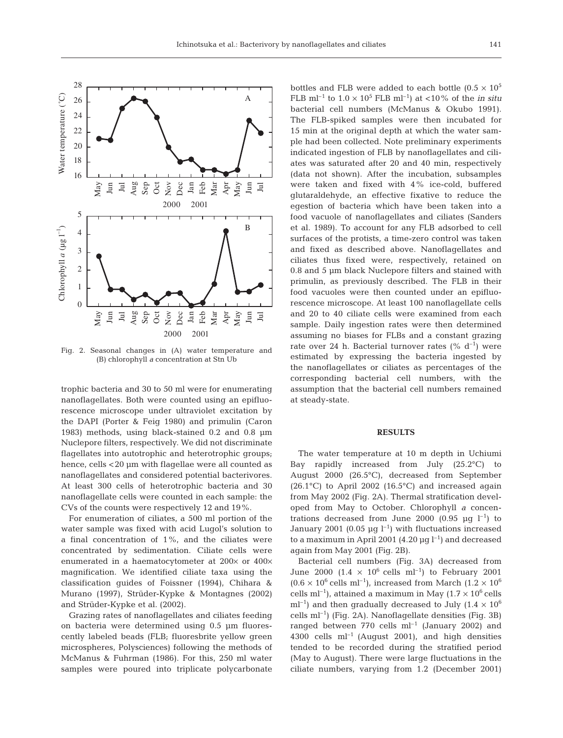Fig. 2. Seasonal changes in (A) water temperature and (B) chlorophyll *a* concentration at Stn Ub

trophic bacteria and 30 to 50 ml were for enumerating nanoflagellates. Both were counted using an epifluorescence microscope under ultraviolet excitation by the DAPI (Porter & Feig 1980) and primulin (Caron 1983) methods, using black-stained 0.2 and 0.8 µm Nuclepore filters, respectively. We did not discriminate flagellates into autotrophic and heterotrophic groups; hence, cells <20 µm with flagellae were all counted as nanoflagellates and considered potential bacterivores. At least 300 cells of heterotrophic bacteria and 30 nanoflagellate cells were counted in each sample: the CVs of the counts were respectively 12 and 19%.

For enumeration of ciliates, a 500 ml portion of the water sample was fixed with acid Lugol's solution to a final concentration of 1%, and the ciliates were concentrated by sedimentation. Ciliate cells were enumerated in a haematocytometer at 200× or 400× magnification. We identified ciliate taxa using the classification guides of Foissner (1994), Chihara & Murano (1997), Strüder-Kypke & Montagnes (2002) and Strüder-Kypke et al. (2002).

Grazing rates of nanoflagellates and ciliates feeding on bacteria were determined using 0.5 µm fluorescently labeled beads (FLB; fluoresbrite yellow green microspheres, Polysciences) following the methods of McManus & Fuhrman (1986). For this, 250 ml water samples were poured into triplicate polycarbonate bottles and FLB were added to each bottle ($0.5 \times 10^5$ FLB ml$^{-1}$ to $1.0 \times 10^5$ FLB ml$^{-1}$) at <10% of the *in situ* bacterial cell numbers (McManus & Okubo 1991). The FLB-spiked samples were then incubated for 15 min at the original depth at which the water sample had been collected. Note preliminary experiments indicated ingestion of FLB by nanoflagellates and ciliates was saturated after 20 and 40 min, respectively (data not shown). After the incubation, subsamples were taken and fixed with 4% ice-cold, buffered glutaraldehyde, an effective fixative to reduce the egestion of bacteria which have been taken into a food vacuole of nanoflagellates and ciliates (Sanders et al. 1989). To account for any FLB adsorbed to cell surfaces of the protists, a time-zero control was taken and fixed as described above. Nanoflagellates and ciliates thus fixed were, respectively, retained on 0.8 and 5 µm black Nuclepore filters and stained with primulin, as previously described. The FLB in their food vacuoles were then counted under an epifluorescence microscope. At least 100 nanoflagellate cells and 20 to 40 ciliate cells were examined from each sample. Daily ingestion rates were then determined assuming no biases for FLBs and a constant grazing rate over 24 h. Bacterial turnover rates (% d$^{-1}$) were estimated by expressing the bacteria ingested by the nanoflagellates or ciliates as percentages of the corresponding bacterial cell numbers, with the assumption that the bacterial cell numbers remained at steady-state.

## RESULTS

The water temperature at 10 m depth in Uchiumi Bay rapidly increased from July (25.2°C) to August 2000 (26.5°C), decreased from September (26.1°C) to April 2002 (16.5°C) and increased again from May 2002 (Fig. 2A). Thermal stratification developed from May to October. Chlorophyll *a* concentrations decreased from June 2000 (0.95 µg l$^{-1}$) to January 2001 (0.05 µg l$^{-1}$) with fluctuations increased to a maximum in April 2001 (4.20 µg l$^{-1}$) and decreased again from May 2001 (Fig. 2B).

Bacterial cell numbers (Fig. 3A) decreased from June 2000 ($1.4 \times 10^6$ cells ml$^{-1}$) to February 2001 ($0.6 \times 10^6$ cells ml$^{-1}$), increased from March ($1.2 \times 10^6$ cells ml$^{-1}$), attained a maximum in May ($1.7 \times 10^6$ cells ml$^{-1}$) and then gradually decreased to July ($1.4 \times 10^6$ cells ml$^{-1}$) (Fig. 2A). Nanoflagellate densities (Fig. 3B) ranged between 770 cells ml$^{-1}$ (January 2002) and 4300 cells ml$^{-1}$ (August 2001), and high densities tended to be recorded during the stratified period (May to August). There were large fluctuations in the ciliate numbers, varying from 1.2 (December 2001)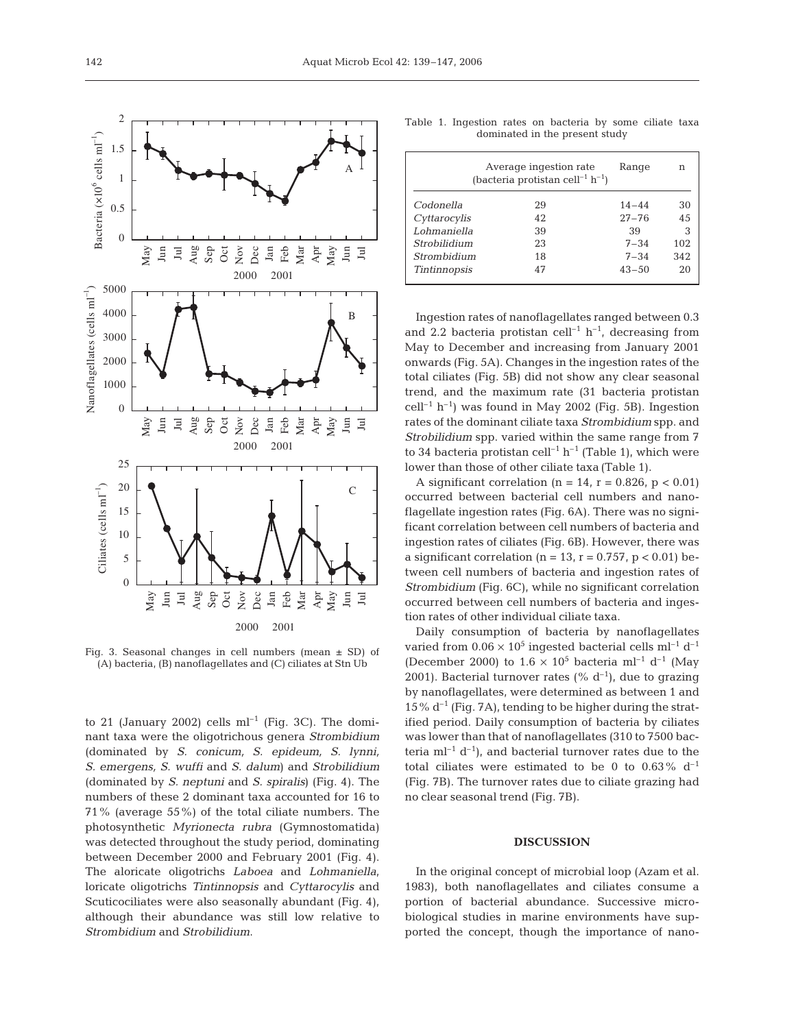Fig. 3. Seasonal changes in cell numbers (mean ± SD) of (A) bacteria, (B) nanoflagellates and (C) ciliates at Stn Ub

to 21 (January 2002) cells ml$^{-1}$ (Fig. 3C). The dominant taxa were the oligotrichous genera *Strombidium* (dominated by *S. conicum*, *S. epideum*, *S. lynni*, *S. emergens*, *S. wuffi* and *S. dalum*) and *Strobilidium* (dominated by *S. neptuni* and *S. spiralis*) (Fig. 4). The numbers of these 2 dominant taxa accounted for 16 to 71% (average 55%) of the total ciliate numbers. The photosynthetic *Myrionecta rubra* (Gymnostomatida) was detected throughout the study period, dominating between December 2000 and February 2001 (Fig. 4). The aloricate oligotrichs *Laboea* and *Lohmaniella*, loricate oligotrichs *Tintinnopsis* and *Cyttarocylis* and Scuticociliates were also seasonally abundant (Fig. 4), although their abundance was still low relative to *Strombidium* and *Strobilidium*.

Table 1. Ingestion rates on bacteria by some ciliate taxa dominated in the present study

| | Average ingestion rate (bacteria protistan cell$^{-1}$ h$^{-1}$) | Range | n |
|---|---|---|---|
| *Codonella* | 29 | 14–44 | 30 |
| *Cyttarocylis* | 42 | 27–76 | 45 |
| *Lohmaniella* | 39 | 39 | 3 |
| *Strobilidium* | 23 | 7–34 | 102 |
| *Strombidium* | 18 | 7–34 | 342 |
| *Tintinnopsis* | 47 | 43–50 | 20 |

Ingestion rates of nanoflagellates ranged between 0.3 and 2.2 bacteria protistan cell$^{-1}$ h$^{-1}$, decreasing from May to December and increasing from January 2001 onwards (Fig. 5A). Changes in the ingestion rates of the total ciliates (Fig. 5B) did not show any clear seasonal trend, and the maximum rate (31 bacteria protistan cell$^{-1}$ h$^{-1}$) was found in May 2002 (Fig. 5B). Ingestion rates of the dominant ciliate taxa *Strombidium* spp. and *Strobilidium* spp. varied within the same range from 7 to 34 bacteria protistan cell$^{-1}$ h$^{-1}$ (Table 1), which were lower than those of other ciliate taxa (Table 1).

A significant correlation ($n = 14$, $r = 0.826$, $p < 0.01$) occurred between bacterial cell numbers and nanoflagellate ingestion rates (Fig. 6A). There was no significant correlation between cell numbers of bacteria and ingestion rates of ciliates (Fig. 6B). However, there was a significant correlation ($n = 13$, $r = 0.757$, $p < 0.01$) between cell numbers of bacteria and ingestion rates of *Strombidium* (Fig. 6C), while no significant correlation occurred between cell numbers of bacteria and ingestion rates of other individual ciliate taxa.

Daily consumption of bacteria by nanoflagellates varied from $0.06 \times 10^5$ ingested bacterial cells ml$^{-1}$ d$^{-1}$ (December 2000) to $1.6 \times 10^5$ bacteria ml$^{-1}$ d$^{-1}$ (May 2001). Bacterial turnover rates (% d$^{-1}$), due to grazing by nanoflagellates, were determined as between 1 and 15% d$^{-1}$ (Fig. 7A), tending to be higher during the stratified period. Daily consumption of bacteria by ciliates was lower than that of nanoflagellates (310 to 7500 bacteria ml$^{-1}$ d$^{-1}$), and bacterial turnover rates due to the total ciliates were estimated to be 0 to 0.63% d$^{-1}$ (Fig. 7B). The turnover rates due to ciliate grazing had no clear seasonal trend (Fig. 7B).

## DISCUSSION

In the original concept of microbial loop (Azam et al. 1983), both nanoflagellates and ciliates consume a portion of bacterial abundance. Successive microbiological studies in marine environments have supported the concept, though the importance of nano-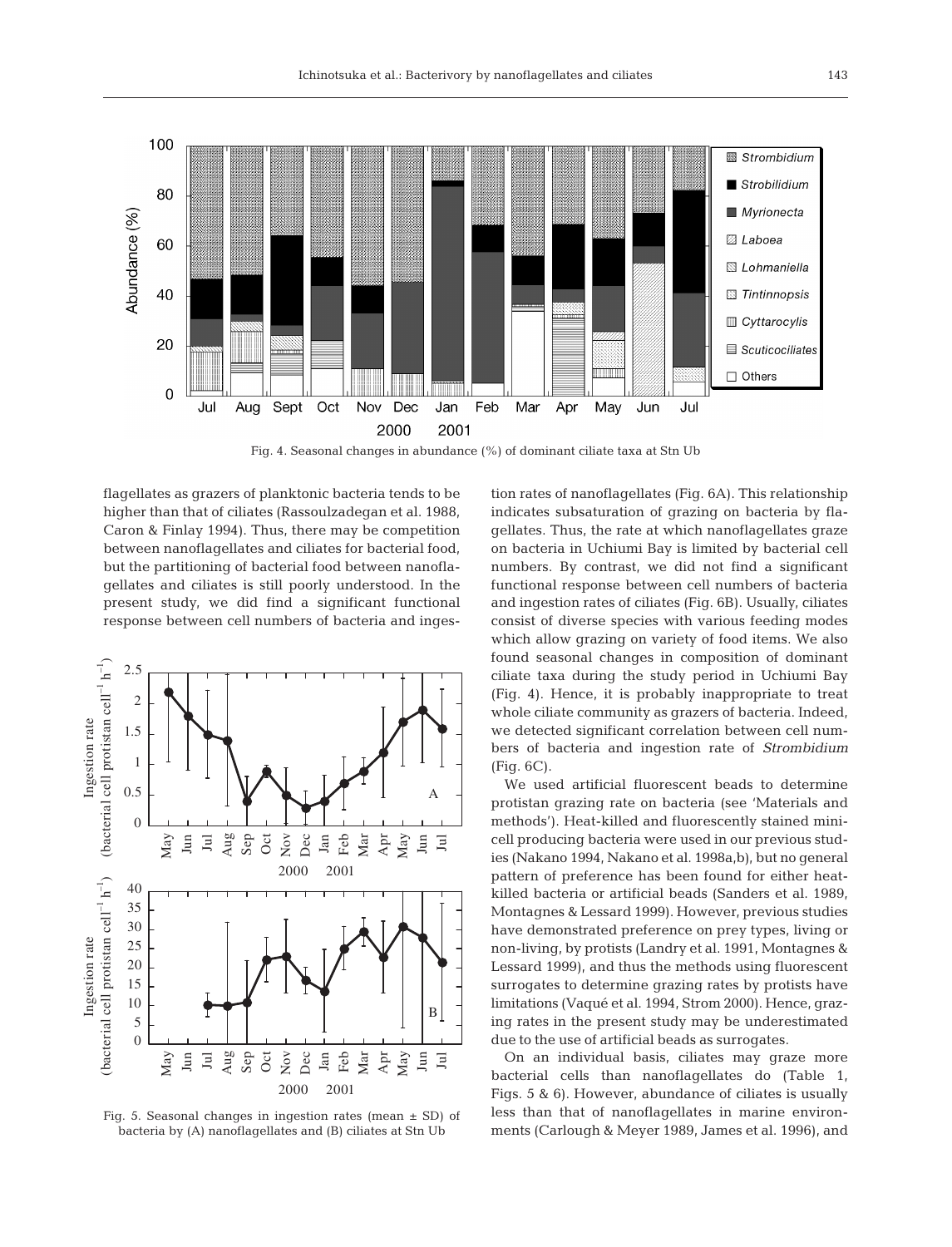Fig. 4. Seasonal changes in abundance (%) of dominant ciliate taxa at Stn Ub

Fig. 5. Seasonal changes in ingestion rates (mean ± SD) of bacteria by (A) nanoflagellates and (B) ciliates at Stn Ub

flagellates as grazers of planktonic bacteria tends to be higher than that of ciliates (Rassoulzadegan et al. 1988, Caron & Finlay 1994). Thus, there may be competition between nanoflagellates and ciliates for bacterial food, but the partitioning of bacterial food between nanoflagellates and ciliates is still poorly understood. In the present study, we did find a significant functional response between cell numbers of bacteria and ingestion rates of nanoflagellates (Fig. 6A). This relationship indicates subsaturation of grazing on bacteria by flagellates. Thus, the rate at which nanoflagellates graze on bacteria in Uchiumi Bay is limited by bacterial cell numbers. By contrast, we did not find a significant functional response between cell numbers of bacteria and ingestion rates of ciliates (Fig. 6B). Usually, ciliates consist of diverse species with various feeding modes which allow grazing on variety of food items. We also found seasonal changes in composition of dominant ciliate taxa during the study period in Uchiumi Bay (Fig. 4). Hence, it is probably inappropriate to treat whole ciliate community as grazers of bacteria. Indeed, we detected significant correlation between cell numbers of bacteria and ingestion rate of *Strombidium* (Fig. 6C).

We used artificial fluorescent beads to determine protistan grazing rate on bacteria (see 'Materials and methods'). Heat-killed and fluorescently stained minicell producing bacteria were used in our previous studies (Nakano 1994, Nakano et al. 1998a,b), but no general pattern of preference has been found for either heat-killed bacteria or artificial beads (Sanders et al. 1989, Montagnes & Lessard 1999). However, previous studies have demonstrated preference on prey types, living or non-living, by protists (Landry et al. 1991, Montagnes & Lessard 1999), and thus the methods using fluorescent surrogates to determine grazing rates by protists have limitations (Vaqué et al. 1994, Strom 2000). Hence, grazing rates in the present study may be underestimated due to the use of artificial beads as surrogates.

On an individual basis, ciliates may graze more bacterial cells than nanoflagellates do (Table 1, Figs. 5 & 6). However, abundance of ciliates is usually less than that of nanoflagellates in marine environments (Carlough & Meyer 1989, James et al. 1996), and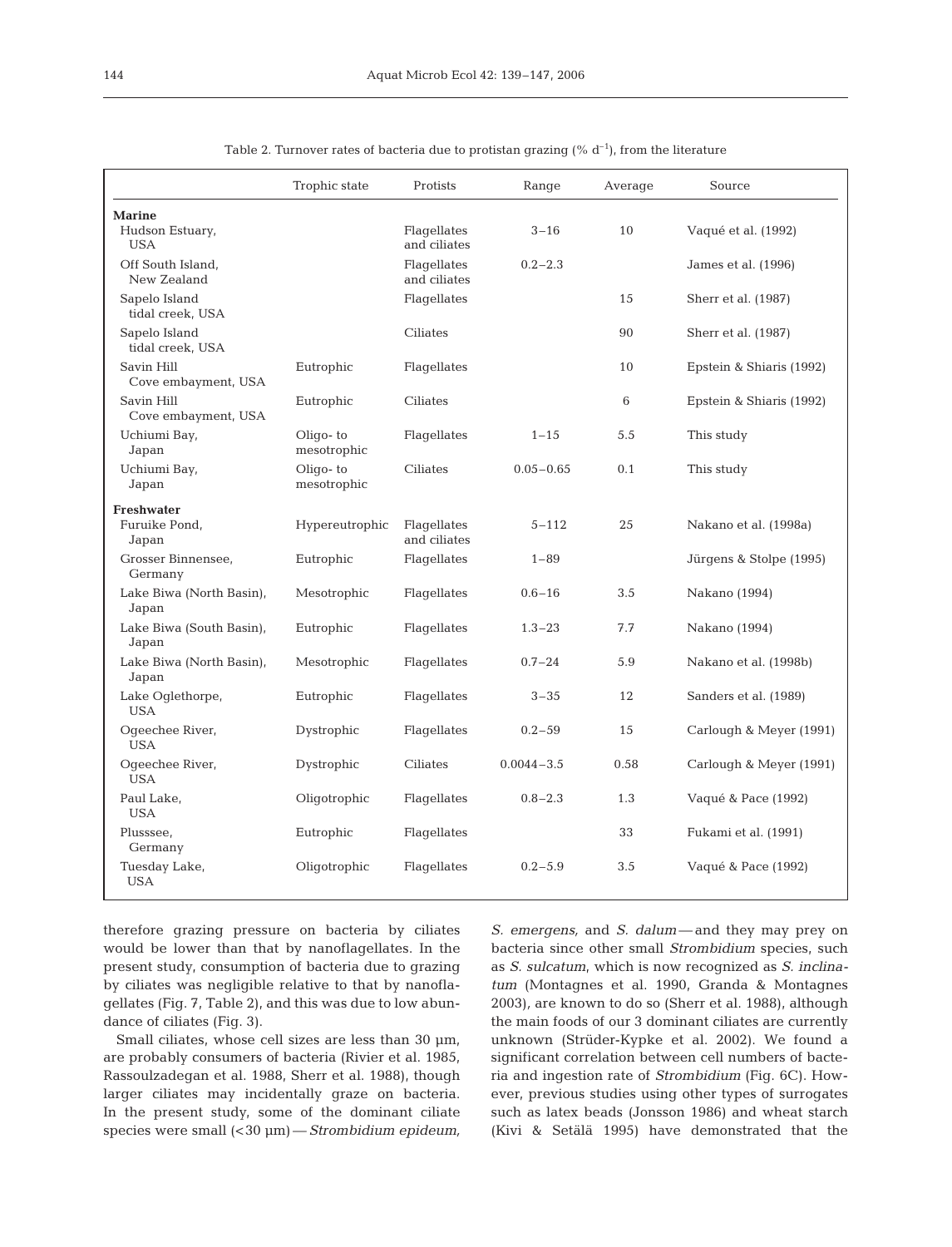Table 2. Turnover rates of bacteria due to protistan grazing (% $d^{-1}$), from the literature

| | Trophic state | Protists | Range | Average | Source |
|---|---|---|---|---|---|
| **Marine** | | | | | |
| Hudson Estuary, USA | | Flagellates and ciliates | 3–16 | 10 | Vaqué et al. (1992) |
| Off South Island, New Zealand | | Flagellates and ciliates | 0.2–2.3 | | James et al. (1996) |
| Sapelo Island tidal creek, USA | | Flagellates | | 15 | Sherr et al. (1987) |
| Sapelo Island tidal creek, USA | | Ciliates | | 90 | Sherr et al. (1987) |
| Savin Hill Cove embayment, USA | Eutrophic | Flagellates | | 10 | Epstein & Shiaris (1992) |
| Savin Hill Cove embayment, USA | Eutrophic | Ciliates | | 6 | Epstein & Shiaris (1992) |
| Uchiumi Bay, Japan | Oligo- to mesotrophic | Flagellates | 1–15 | 5.5 | This study |
| Uchiumi Bay, Japan | Oligo- to mesotrophic | Ciliates | 0.05–0.65 | 0.1 | This study |
| **Freshwater** | | | | | |
| Furuike Pond, Japan | Hypereutrophic | Flagellates and ciliates | 5–112 | 25 | Nakano et al. (1998a) |
| Grosser Binnensee, Germany | Eutrophic | Flagellates | 1–89 | | Jürgens & Stolpe (1995) |
| Lake Biwa (North Basin), Japan | Mesotrophic | Flagellates | 0.6–16 | 3.5 | Nakano (1994) |
| Lake Biwa (South Basin), Japan | Eutrophic | Flagellates | 1.3–23 | 7.7 | Nakano (1994) |
| Lake Biwa (North Basin), Japan | Mesotrophic | Flagellates | 0.7–24 | 5.9 | Nakano et al. (1998b) |
| Lake Oglethorpe, USA | Eutrophic | Flagellates | 3–35 | 12 | Sanders et al. (1989) |
| Ogeechee River, USA | Dystrophic | Flagellates | 0.2–59 | 15 | Carlough & Meyer (1991) |
| Ogeechee River, USA | Dystrophic | Ciliates | 0.0044–3.5 | 0.58 | Carlough & Meyer (1991) |
| Paul Lake, USA | Oligotrophic | Flagellates | 0.8–2.3 | 1.3 | Vaqué & Pace (1992) |
| Plusssee, Germany | Eutrophic | Flagellates | | 33 | Fukami et al. (1991) |
| Tuesday Lake, USA | Oligotrophic | Flagellates | 0.2–5.9 | 3.5 | Vaqué & Pace (1992) |

therefore grazing pressure on bacteria by ciliates would be lower than that by nanoflagellates. In the present study, consumption of bacteria due to grazing by ciliates was negligible relative to that by nanoflagellates (Fig. 7, Table 2), and this was due to low abundance of ciliates (Fig. 3).

Small ciliates, whose cell sizes are less than 30 µm, are probably consumers of bacteria (Rivier et al. 1985, Rassoulzadegan et al. 1988, Sherr et al. 1988), though larger ciliates may incidentally graze on bacteria. In the present study, some of the dominant ciliate species were small (<30 µm) — *Strombidium epideum*, *S. emergens*, and *S. dalum* — and they may prey on bacteria since other small *Strombidium* species, such as *S. sulcatum*, which is now recognized as *S. inclinatum* (Montagnes et al. 1990, Granda & Montagnes 2003), are known to do so (Sherr et al. 1988), although the main foods of our 3 dominant ciliates are currently unknown (Strüder-Kypke et al. 2002). We found a significant correlation between cell numbers of bacteria and ingestion rate of *Strombidium* (Fig. 6C). However, previous studies using other types of surrogates such as latex beads (Jonsson 1986) and wheat starch (Kivi & Setälä 1995) have demonstrated that the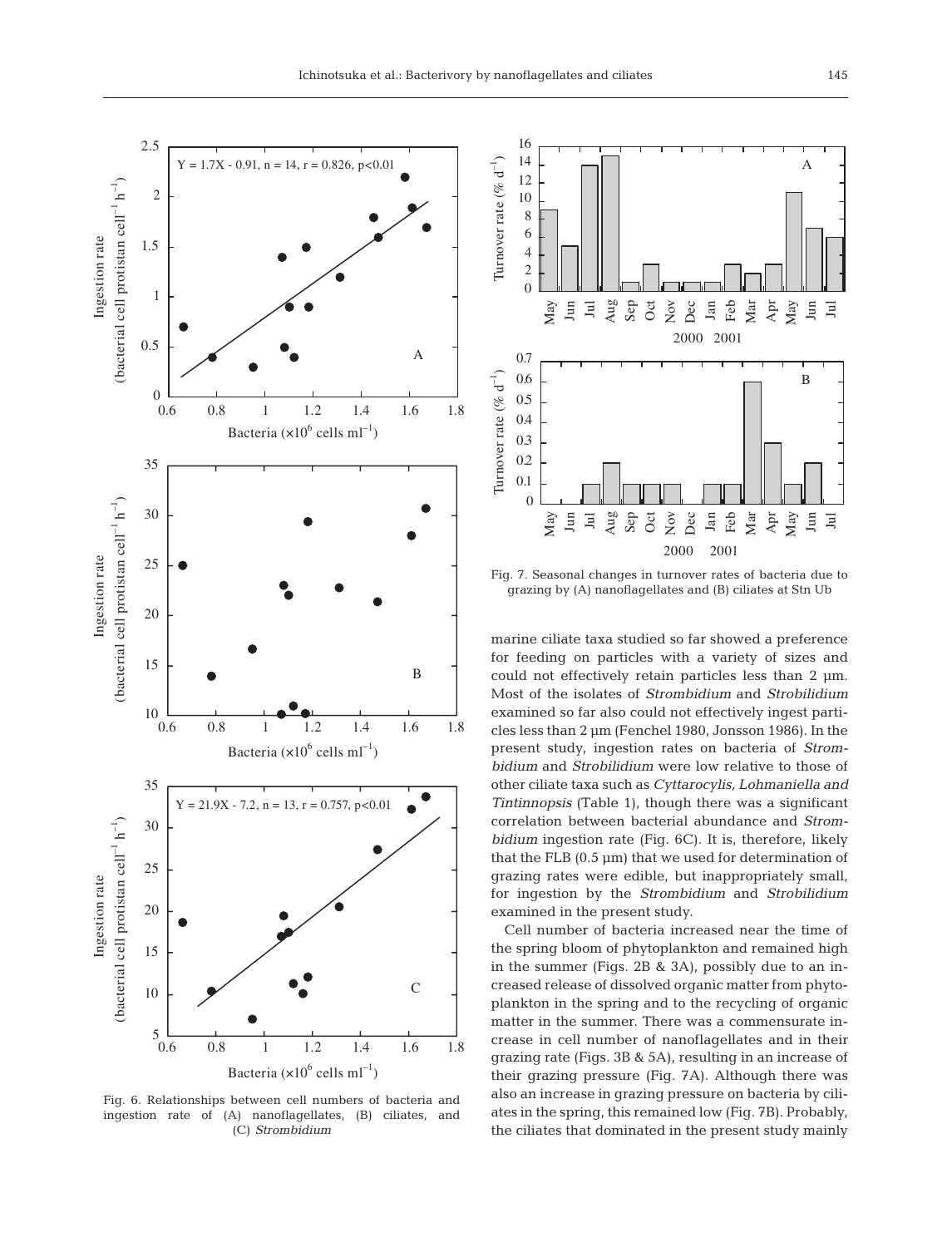Fig. 6. Relationships between cell numbers of bacteria and ingestion rate of (A) nanoflagellates, (B) ciliates, and (C) *Strombidium*

Fig. 7. Seasonal changes in turnover rates of bacteria due to grazing by (A) nanoflagellates and (B) ciliates at Stn Ub

marine ciliate taxa studied so far showed a preference for feeding on particles with a variety of sizes and could not effectively retain particles less than 2 µm. Most of the isolates of *Strombidium* and *Strobilidium* examined so far also could not effectively ingest particles less than 2 µm (Fenchel 1980, Jonsson 1986). In the present study, ingestion rates on bacteria of *Strombidium* and *Strobilidium* were low relative to those of other ciliate taxa such as *Cyttarocylis, Lohmaniella and Tintinnopsis* (Table 1), though there was a significant correlation between bacterial abundance and *Strombidium* ingestion rate (Fig. 6C). It is, therefore, likely that the FLB (0.5 µm) that we used for determination of grazing rates were edible, but inappropriately small, for ingestion by the *Strombidium* and *Strobilidium* examined in the present study.

Cell number of bacteria increased near the time of the spring bloom of phytoplankton and remained high in the summer (Figs. 2B & 3A), possibly due to an increased release of dissolved organic matter from phytoplankton in the spring and to the recycling of organic matter in the summer. There was a commensurate increase in cell number of nanoflagellates and in their grazing rate (Figs. 3B & 5A), resulting in an increase of their grazing pressure (Fig. 7A). Although there was also an increase in grazing pressure on bacteria by ciliates in the spring, this remained low (Fig. 7B). Probably, the ciliates that dominated in the present study mainly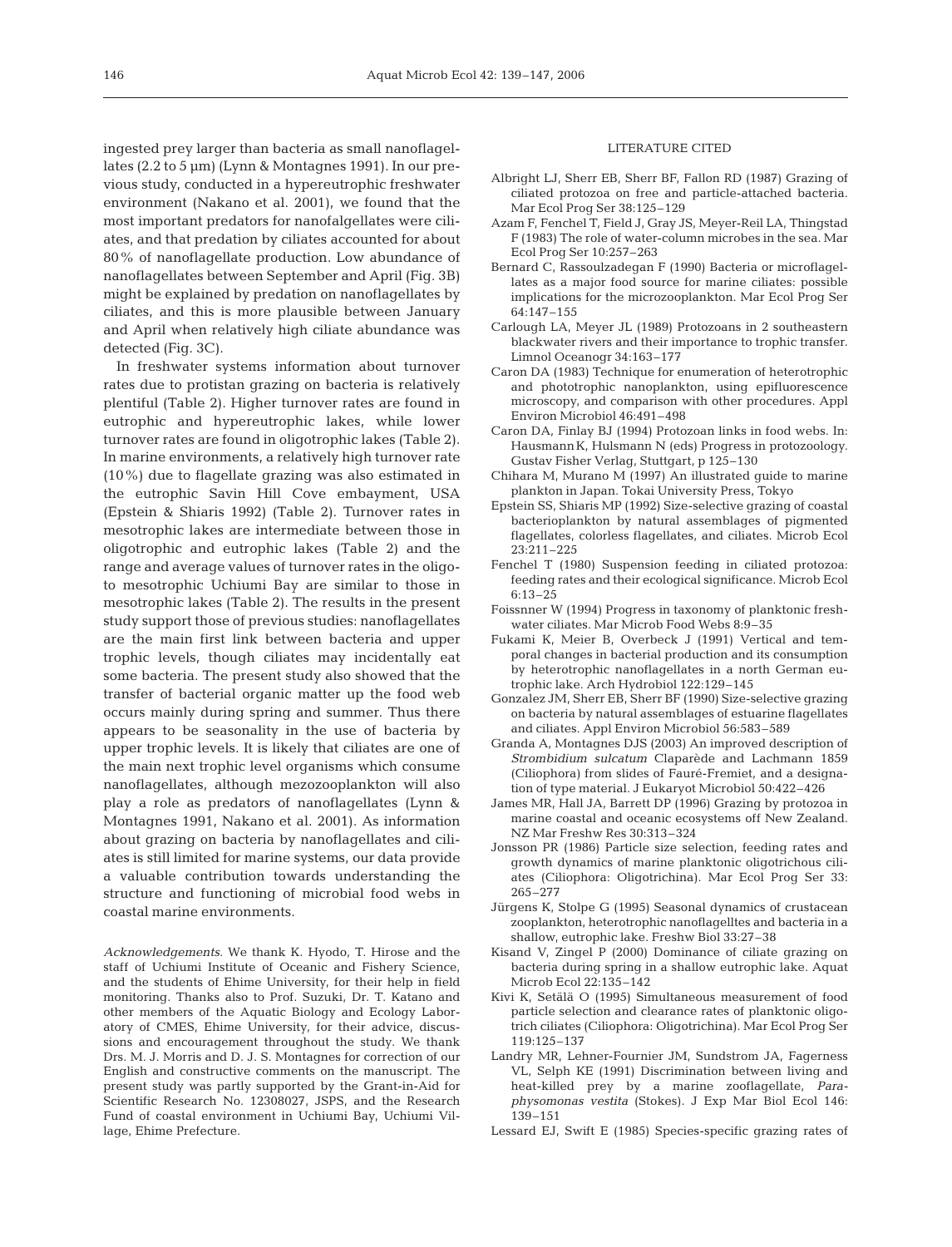ingested prey larger than bacteria as small nanoflagellates (2.2 to 5 µm) (Lynn & Montagnes 1991). In our previous study, conducted in a hypereutrophic freshwater environment (Nakano et al. 2001), we found that the most important predators for nanofalgellates were ciliates, and that predation by ciliates accounted for about 80% of nanoflagellate production. Low abundance of nanoflagellates between September and April (Fig. 3B) might be explained by predation on nanoflagellates by ciliates, and this is more plausible between January and April when relatively high ciliate abundance was detected (Fig. 3C).

In freshwater systems information about turnover rates due to protistan grazing on bacteria is relatively plentiful (Table 2). Higher turnover rates are found in eutrophic and hypereutrophic lakes, while lower turnover rates are found in oligotrophic lakes (Table 2). In marine environments, a relatively high turnover rate (10%) due to flagellate grazing was also estimated in the eutrophic Savin Hill Cove embayment, USA (Epstein & Shiaris 1992) (Table 2). Turnover rates in mesotrophic lakes are intermediate between those in oligotrophic and eutrophic lakes (Table 2) and the range and average values of turnover rates in the oligo- to mesotrophic Uchiumi Bay are similar to those in mesotrophic lakes (Table 2). The results in the present study support those of previous studies: nanoflagellates are the main first link between bacteria and upper trophic levels, though ciliates may incidentally eat some bacteria. The present study also showed that the transfer of bacterial organic matter up the food web occurs mainly during spring and summer. Thus there appears to be seasonality in the use of bacteria by upper trophic levels. It is likely that ciliates are one of the main next trophic level organisms which consume nanoflagellates, although mezozooplankton will also play a role as predators of nanoflagellates (Lynn & Montagnes 1991, Nakano et al. 2001). As information about grazing on bacteria by nanoflagellates and ciliates is still limited for marine systems, our data provide a valuable contribution towards understanding the structure and functioning of microbial food webs in coastal marine environments.

*Acknowledgements.* We thank K. Hyodo, T. Hirose and the staff of Uchiumi Institute of Oceanic and Fishery Science, and the students of Ehime University, for their help in field monitoring. Thanks also to Prof. Suzuki, Dr. T. Katano and other members of the Aquatic Biology and Ecology Laboratory of CMES, Ehime University, for their advice, discussions and encouragement throughout the study. We thank Drs. M. J. Morris and D. J. S. Montagnes for correction of our English and constructive comments on the manuscript. The present study was partly supported by the Grant-in-Aid for Scientific Research No. 12308027, JSPS, and the Research Fund of coastal environment in Uchiumi Bay, Uchiumi Village, Ehime Prefecture.

## LITERATURE CITED

- Albright LJ, Sherr EB, Sherr BF, Fallon RD (1987) Grazing of ciliated protozoa on free and particle-attached bacteria. Mar Ecol Prog Ser 38:125–129
- Azam F, Fenchel T, Field J, Gray JS, Meyer-Reil LA, Thingstad F (1983) The role of water-column microbes in the sea. Mar Ecol Prog Ser 10:257–263
- Bernard C, Rassoulzadegan F (1990) Bacteria or microflagellates as a major food source for marine ciliates: possible implications for the microzooplankton. Mar Ecol Prog Ser 64:147–155
- Carlough LA, Meyer JL (1989) Protozoans in 2 southeastern blackwater rivers and their importance to trophic transfer. Limnol Oceanogr 34:163–177
- Caron DA (1983) Technique for enumeration of heterotrophic and phototrophic nanoplankton, using epifluorescence microscopy, and comparison with other procedures. Appl Environ Microbiol 46:491–498
- Caron DA, Finlay BJ (1994) Protozoan links in food webs. In: Hausmann K, Hulsmann N (eds) Progress in protozoology. Gustav Fisher Verlag, Stuttgart, p 125–130
- Chihara M, Murano M (1997) An illustrated guide to marine plankton in Japan. Tokai University Press, Tokyo
- Epstein SS, Shiaris MP (1992) Size-selective grazing of coastal bacterioplankton by natural assemblages of pigmented flagellates, colorless flagellates, and ciliates. Microb Ecol 23:211–225
- Fenchel T (1980) Suspension feeding in ciliated protozoa: feeding rates and their ecological significance. Microb Ecol 6:13–25
- Foissnner W (1994) Progress in taxonomy of planktonic freshwater ciliates. Mar Microb Food Webs 8:9–35
- Fukami K, Meier B, Overbeck J (1991) Vertical and temporal changes in bacterial production and its consumption by heterotrophic nanoflagellates in a north German eutrophic lake. Arch Hydrobiol 122:129–145
- Gonzalez JM, Sherr EB, Sherr BF (1990) Size-selective grazing on bacteria by natural assemblages of estuarine flagellates and ciliates. Appl Environ Microbiol 56:583–589
- Granda A, Montagnes DJS (2003) An improved description of *Strombidium sulcatum* Claparède and Lachmann 1859 (Ciliophora) from slides of Fauré-Fremiet, and a designation of type material. J Eukaryot Microbiol 50:422–426
- James MR, Hall JA, Barrett DP (1996) Grazing by protozoa in marine coastal and oceanic ecosystems off New Zealand. NZ Mar Freshw Res 30:313–324
- Jonsson PR (1986) Particle size selection, feeding rates and growth dynamics of marine planktonic oligotrichous ciliates (Ciliophora: Oligotrichina). Mar Ecol Prog Ser 33: 265–277
- Jürgens K, Stolpe G (1995) Seasonal dynamics of crustacean zooplankton, heterotrophic nanoflagelltes and bacteria in a shallow, eutrophic lake. Freshw Biol 33:27–38
- Kisand V, Zingel P (2000) Dominance of ciliate grazing on bacteria during spring in a shallow eutrophic lake. Aquat Microb Ecol 22:135–142
- Kivi K, Setälä O (1995) Simultaneous measurement of food particle selection and clearance rates of planktonic oligotrich ciliates (Ciliophora: Oligotrichina). Mar Ecol Prog Ser 119:125–137
- Landry MR, Lehner-Fournier JM, Sundstrom JA, Fagerness VL, Selph KE (1991) Discrimination between living and heat-killed prey by a marine zooflagellate, *Paraphysomonas vestita* (Stokes). J Exp Mar Biol Ecol 146: 139–151
- Lessard EJ, Swift E (1985) Species-specific grazing rates of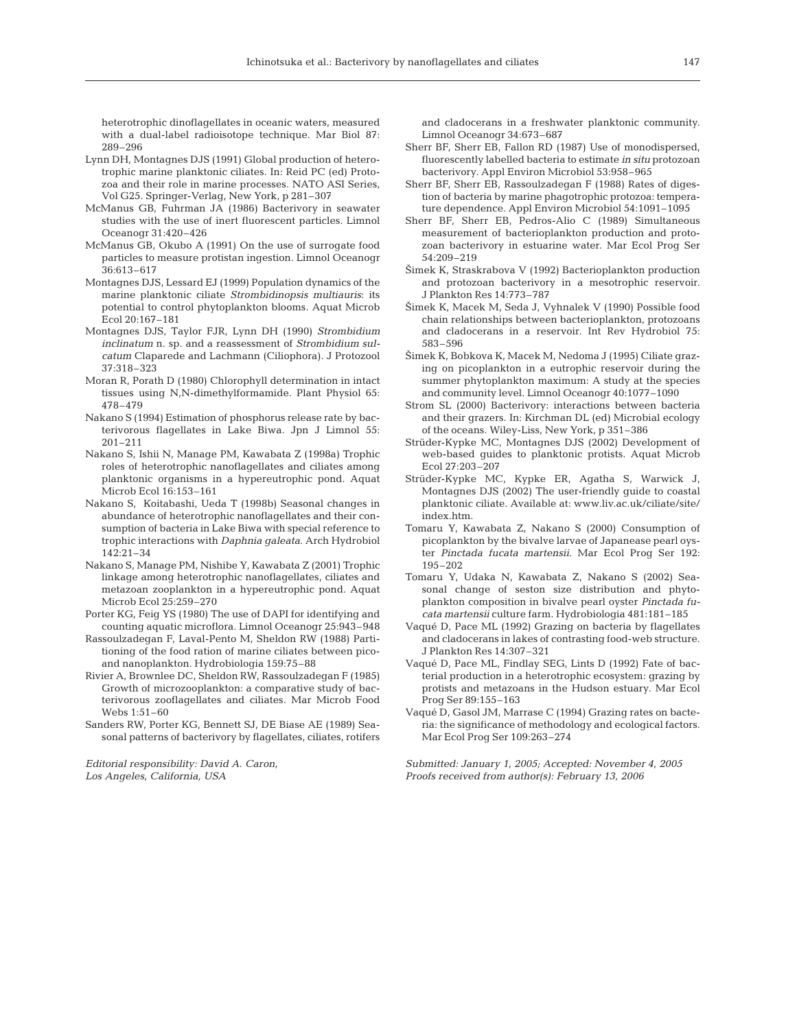heterotrophic dinoflagellates in oceanic waters, measured with a dual-label radioisotope technique. Mar Biol 87: 289–296

Lynn DH, Montagnes DJS (1991) Global production of heterotrophic marine planktonic ciliates. In: Reid PC (ed) Protozoa and their role in marine processes. NATO ASI Series, Vol G25. Springer-Verlag, New York, p 281–307

McManus GB, Fuhrman JA (1986) Bacterivory in seawater studies with the use of inert fluorescent particles. Limnol Oceanogr 31:420–426

McManus GB, Okubo A (1991) On the use of surrogate food particles to measure protistan ingestion. Limnol Oceanogr 36:613–617

Montagnes DJS, Lessard EJ (1999) Population dynamics of the marine planktonic ciliate *Strombidinopsis multiauris*: its potential to control phytoplankton blooms. Aquat Microb Ecol 20:167–181

Montagnes DJS, Taylor FJR, Lynn DH (1990) *Strombidium inclinatum* n. sp. and a reassessment of *Strombidium sulcatum* Claparede and Lachmann (Ciliophora). J Protozool 37:318–323

Moran R, Porath D (1980) Chlorophyll determination in intact tissues using N,N-dimethylformamide. Plant Physiol 65: 478–479

Nakano S (1994) Estimation of phosphorus release rate by bacterivorous flagellates in Lake Biwa. Jpn J Limnol 55: 201–211

Nakano S, Ishii N, Manage PM, Kawabata Z (1998a) Trophic roles of heterotrophic nanoflagellates and ciliates among planktonic organisms in a hypereutrophic pond. Aquat Microb Ecol 16:153–161

Nakano S, Koitabashi, Ueda T (1998b) Seasonal changes in abundance of heterotrophic nanoflagellates and their consumption of bacteria in Lake Biwa with special reference to trophic interactions with *Daphnia galeata*. Arch Hydrobiol 142:21–34

Nakano S, Manage PM, Nishibe Y, Kawabata Z (2001) Trophic linkage among heterotrophic nanoflagellates, ciliates and metazoan zooplankton in a hypereutrophic pond. Aquat Microb Ecol 25:259–270

Porter KG, Feig YS (1980) The use of DAPI for identifying and counting aquatic microflora. Limnol Oceanogr 25:943–948

Rassoulzadegan F, Laval-Pento M, Sheldon RW (1988) Partitioning of the food ration of marine ciliates between pico- and nanoplankton. Hydrobiologia 159:75–88

Rivier A, Brownlee DC, Sheldon RW, Rassoulzadegan F (1985) Growth of microzooplankton: a comparative study of bacterivorous zooflagellates and ciliates. Mar Microb Food Webs 1:51–60

Sanders RW, Porter KG, Bennett SJ, DE Biase AE (1989) Seasonal patterns of bacterivory by flagellates, ciliates, rotifers and cladocerans in a freshwater planktonic community. Limnol Oceanogr 34:673–687

Sherr BF, Sherr EB, Fallon RD (1987) Use of monodispersed, fluorescently labelled bacteria to estimate *in situ* protozoan bacterivory. Appl Environ Microbiol 53:958–965

Sherr BF, Sherr EB, Rassoulzadegan F (1988) Rates of digestion of bacteria by marine phagotrophic protozoa: temperature dependence. Appl Environ Microbiol 54:1091–1095

Sherr BF, Sherr EB, Pedros-Alio C (1989) Simultaneous measurement of bacterioplankton production and protozoan bacterivory in estuarine water. Mar Ecol Prog Ser 54:209–219

Šimek K, Straskrabova V (1992) Bacterioplankton production and protozoan bacterivory in a mesotrophic reservoir. J Plankton Res 14:773–787

Šimek K, Macek M, Seda J, Vyhnalek V (1990) Possible food chain relationships between bacterioplankton, protozoans and cladocerans in a reservoir. Int Rev Hydrobiol 75: 583–596

Šimek K, Bobkova K, Macek M, Nedoma J (1995) Ciliate grazing on picoplankton in a eutrophic reservoir during the summer phytoplankton maximum: A study at the species and community level. Limnol Oceanogr 40:1077–1090

Strom SL (2000) Bacterivory: interactions between bacteria and their grazers. In: Kirchman DL (ed) Microbial ecology of the oceans. Wiley-Liss, New York, p 351–386

Strüder-Kypke MC, Montagnes DJS (2002) Development of web-based guides to planktonic protists. Aquat Microb Ecol 27:203–207

Strüder-Kypke MC, Kypke ER, Agatha S, Warwick J, Montagnes DJS (2002) The user-friendly guide to coastal planktonic ciliate. Available at: www.liv.ac.uk/ciliate/site/index.htm.

Tomaru Y, Kawabata Z, Nakano S (2000) Consumption of picoplankton by the bivalve larvae of Japanese pearl oyster *Pinctada fucata martensii*. Mar Ecol Prog Ser 192: 195–202

Tomaru Y, Udaka N, Kawabata Z, Nakano S (2002) Seasonal change of seston size distribution and phytoplankton composition in bivalve pearl oyster *Pinctada fucata martensii* culture farm. Hydrobiologia 481:181–185

Vaqué D, Pace ML (1992) Grazing on bacteria by flagellates and cladocerans in lakes of contrasting food-web structure. J Plankton Res 14:307–321

Vaqué D, Pace ML, Findlay SEG, Lints D (1992) Fate of bacterial production in a heterotrophic ecosystem: grazing by protists and metazoans in the Hudson estuary. Mar Ecol Prog Ser 89:155–163

Vaqué D, Gasol JM, Marrase C (1994) Grazing rates on bacteria: the significance of methodology and ecological factors. Mar Ecol Prog Ser 109:263–274

*Editorial responsibility: David A. Caron, Los Angeles, California, USA*

*Submitted: January 1, 2005; Accepted: November 4, 2005*
*Proofs received from author(s): February 13, 2006*